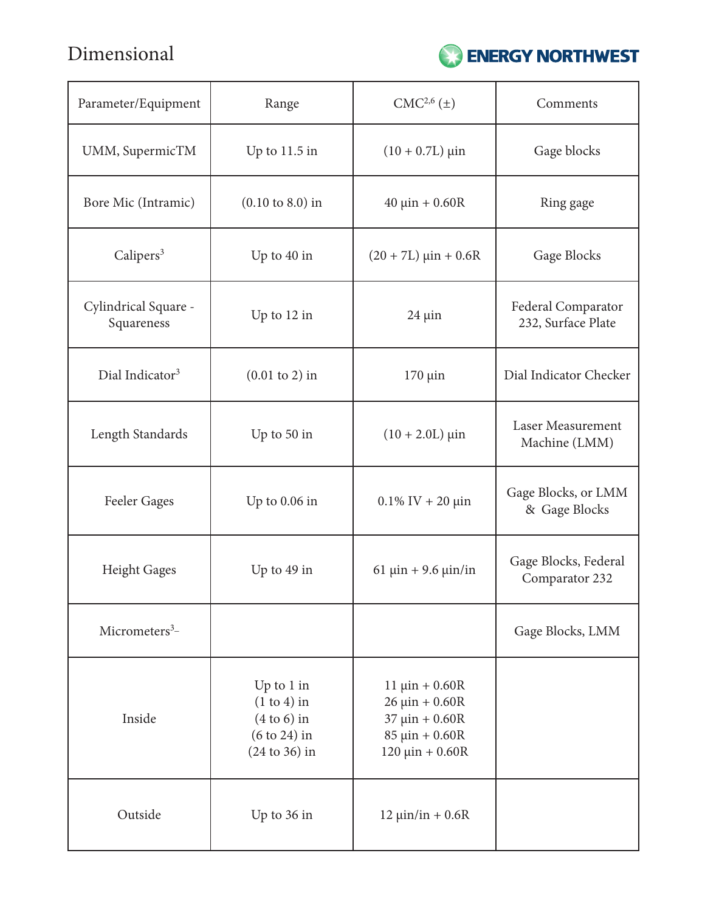# Dimensional

| Parameter/Equipment | Range | CMC[2,6] (±) | Comments |
|---|---|---|---|
| UMM, SupermicTM | Up to 11.5 in | (10 + 0.7L) µin | Gage blocks |
| Bore Mic (Intramic) | (0.10 to 8.0) in | 40 µin + 0.60R | Ring gage |
| Calipers[3] | Up to 40 in | (20 + 7L) µin + 0.6R | Gage Blocks |
| Cylindrical Square - Squareness | Up to 12 in | 24 µin | Federal Comparator 232, Surface Plate |
| Dial Indicator[3] | (0.01 to 2) in | 170 µin | Dial Indicator Checker |
| Length Standards | Up to 50 in | (10 + 2.0L) µin | Laser Measurement Machine (LMM) |
| Feeler Gages | Up to 0.06 in | 0.1% IV + 20 µin | Gage Blocks, or LMM & Gage Blocks |
| Height Gages | Up to 49 in | 61 µin + 9.6 µin/in | Gage Blocks, Federal Comparator 232 |
| Micrometers[3]– | | | Gage Blocks, LMM |
| Inside | Up to 1 in<br>(1 to 4) in<br>(4 to 6) in<br>(6 to 24) in<br>(24 to 36) in | 11 µin + 0.60R<br>26 µin + 0.60R<br>37 µin + 0.60R<br>85 µin + 0.60R<br>120 µin + 0.60R | |
| Outside | Up to 36 in | 12 µin/in + 0.6R | |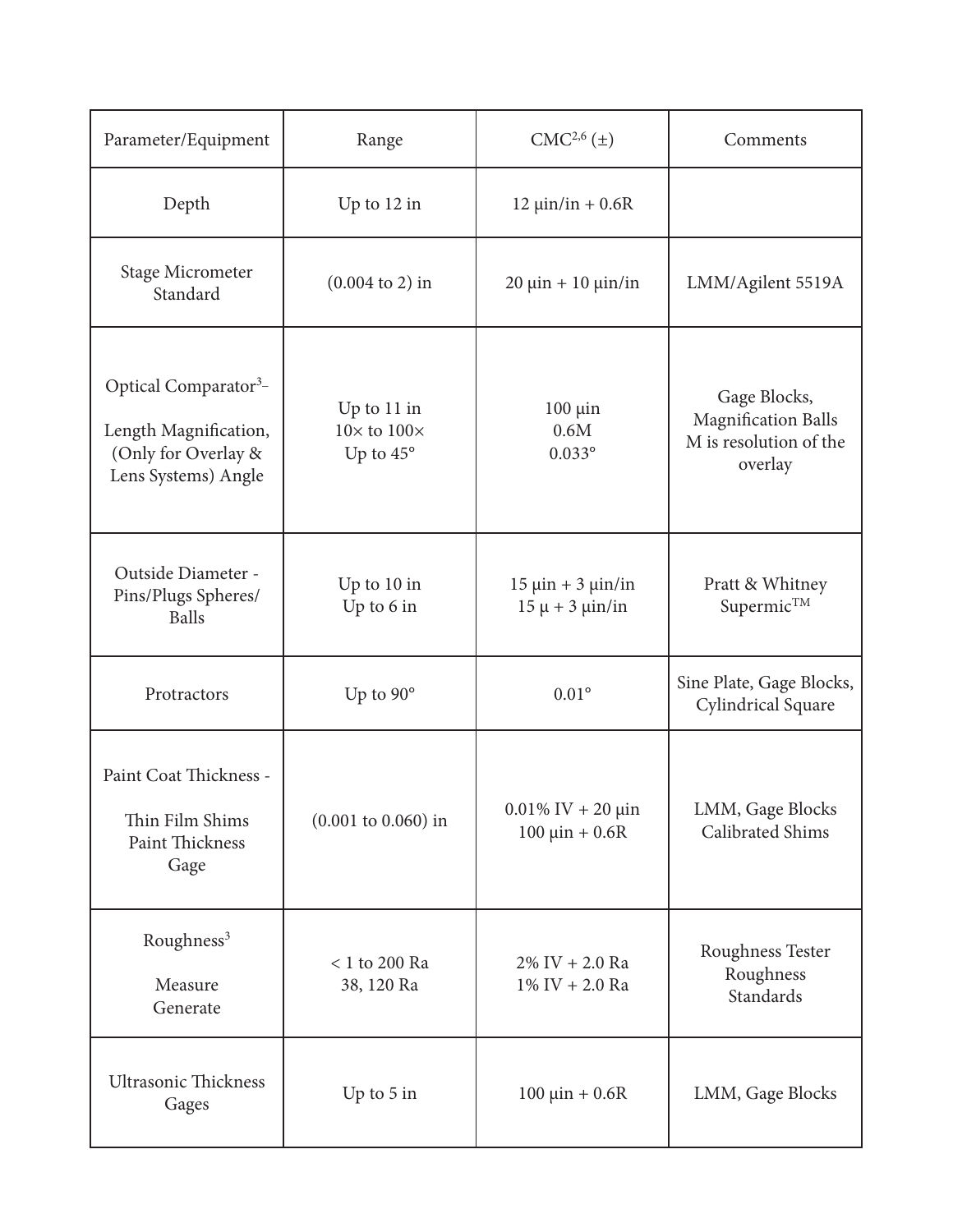| Parameter/Equipment | Range | CMC[2,6] (±) | Comments |
|---|---|---|---|
| Depth | Up to 12 in | 12 µin/in + 0.6R | |
| Stage Micrometer Standard | (0.004 to 2) in | 20 µin + 10 µin/in | LMM/Agilent 5519A |
| Optical Comparator[3] – Length Magnification, (Only for Overlay & Lens Systems) Angle | Up to 11 in<br>10× to 100×<br>Up to 45° | 100 µin<br>0.6M<br>0.033° | Gage Blocks, Magnification Balls<br>M is resolution of the overlay |
| Outside Diameter - Pins/Plugs Spheres/ Balls | Up to 10 in<br>Up to 6 in | 15 µin + 3 µin/in<br>15 µ + 3 µin/in | Pratt & Whitney Supermic™ |
| Protractors | Up to 90° | 0.01° | Sine Plate, Gage Blocks, Cylindrical Square |
| Paint Coat Thickness - Thin Film Shims<br>Paint Thickness Gage | (0.001 to 0.060) in | 0.01% IV + 20 µin<br>100 µin + 0.6R | LMM, Gage Blocks<br>Calibrated Shims |
| Roughness[3]<br>Measure<br>Generate | < 1 to 200 Ra<br>38, 120 Ra | 2% IV + 2.0 Ra<br>1% IV + 2.0 Ra | Roughness Tester<br>Roughness Standards |
| Ultrasonic Thickness Gages | Up to 5 in | 100 µin + 0.6R | LMM, Gage Blocks |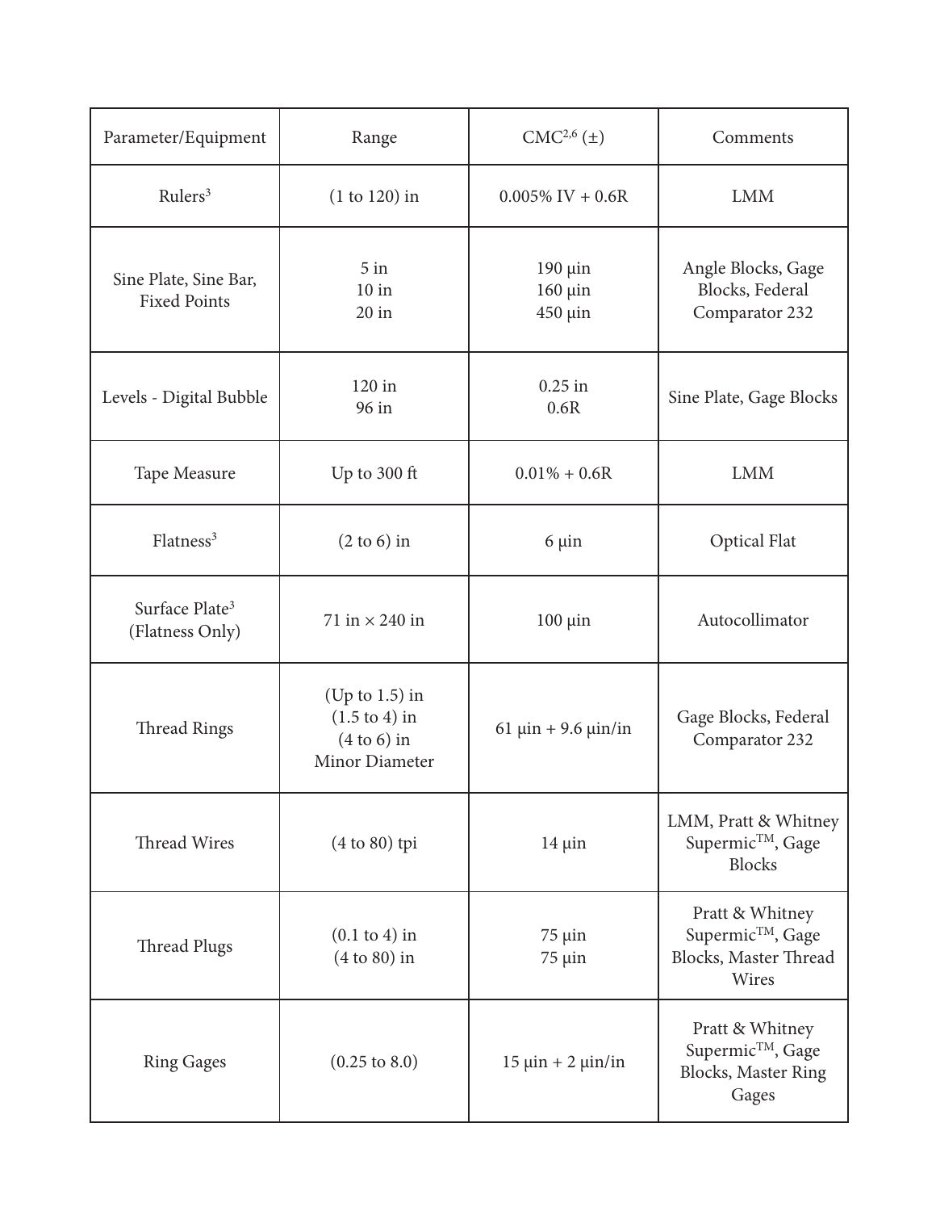| Parameter/Equipment | Range | CMC[2,6] (±) | Comments |
|---|---|---|---|
| Rulers[3] | (1 to 120) in | 0.005% IV + 0.6R | LMM |
| Sine Plate, Sine Bar, Fixed Points | 5 in<br>10 in<br>20 in | 190 µin<br>160 µin<br>450 µin | Angle Blocks, Gage Blocks, Federal Comparator 232 |
| Levels - Digital Bubble | 120 in<br>96 in | 0.25 in<br>0.6R | Sine Plate, Gage Blocks |
| Tape Measure | Up to 300 ft | 0.01% + 0.6R | LMM |
| Flatness[3] | (2 to 6) in | 6 µin | Optical Flat |
| Surface Plate[3] (Flatness Only) | 71 in × 240 in | 100 µin | Autocollimator |
| Thread Rings | (Up to 1.5) in<br>(1.5 to 4) in<br>(4 to 6) in<br>Minor Diameter | 61 µin + 9.6 µin/in | Gage Blocks, Federal Comparator 232 |
| Thread Wires | (4 to 80) tpi | 14 µin | LMM, Pratt & Whitney Supermic™, Gage Blocks |
| Thread Plugs | (0.1 to 4) in<br>(4 to 80) in | 75 µin<br>75 µin | Pratt & Whitney Supermic™, Gage Blocks, Master Thread Wires |
| Ring Gages | (0.25 to 8.0) | 15 µin + 2 µin/in | Pratt & Whitney Supermic™, Gage Blocks, Master Ring Gages |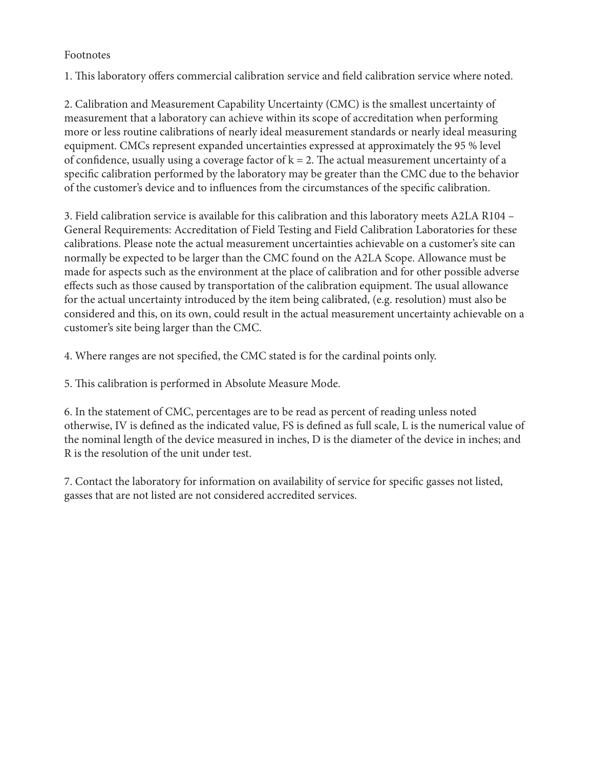Footnotes

1. This laboratory offers commercial calibration service and field calibration service where noted.

2. Calibration and Measurement Capability Uncertainty (CMC) is the smallest uncertainty of measurement that a laboratory can achieve within its scope of accreditation when performing more or less routine calibrations of nearly ideal measurement standards or nearly ideal measuring equipment. CMCs represent expanded uncertainties expressed at approximately the 95 % level of confidence, usually using a coverage factor of $k = 2$. The actual measurement uncertainty of a specific calibration performed by the laboratory may be greater than the CMC due to the behavior of the customer's device and to influences from the circumstances of the specific calibration.

3. Field calibration service is available for this calibration and this laboratory meets A2LA R104 – General Requirements: Accreditation of Field Testing and Field Calibration Laboratories for these calibrations. Please note the actual measurement uncertainties achievable on a customer's site can normally be expected to be larger than the CMC found on the A2LA Scope. Allowance must be made for aspects such as the environment at the place of calibration and for other possible adverse effects such as those caused by transportation of the calibration equipment. The usual allowance for the actual uncertainty introduced by the item being calibrated, (e.g. resolution) must also be considered and this, on its own, could result in the actual measurement uncertainty achievable on a customer's site being larger than the CMC.

4. Where ranges are not specified, the CMC stated is for the cardinal points only.

5. This calibration is performed in Absolute Measure Mode.

6. In the statement of CMC, percentages are to be read as percent of reading unless noted otherwise, IV is defined as the indicated value, FS is defined as full scale, L is the numerical value of the nominal length of the device measured in inches, D is the diameter of the device in inches; and R is the resolution of the unit under test.

7. Contact the laboratory for information on availability of service for specific gasses not listed, gasses that are not listed are not considered accredited services.